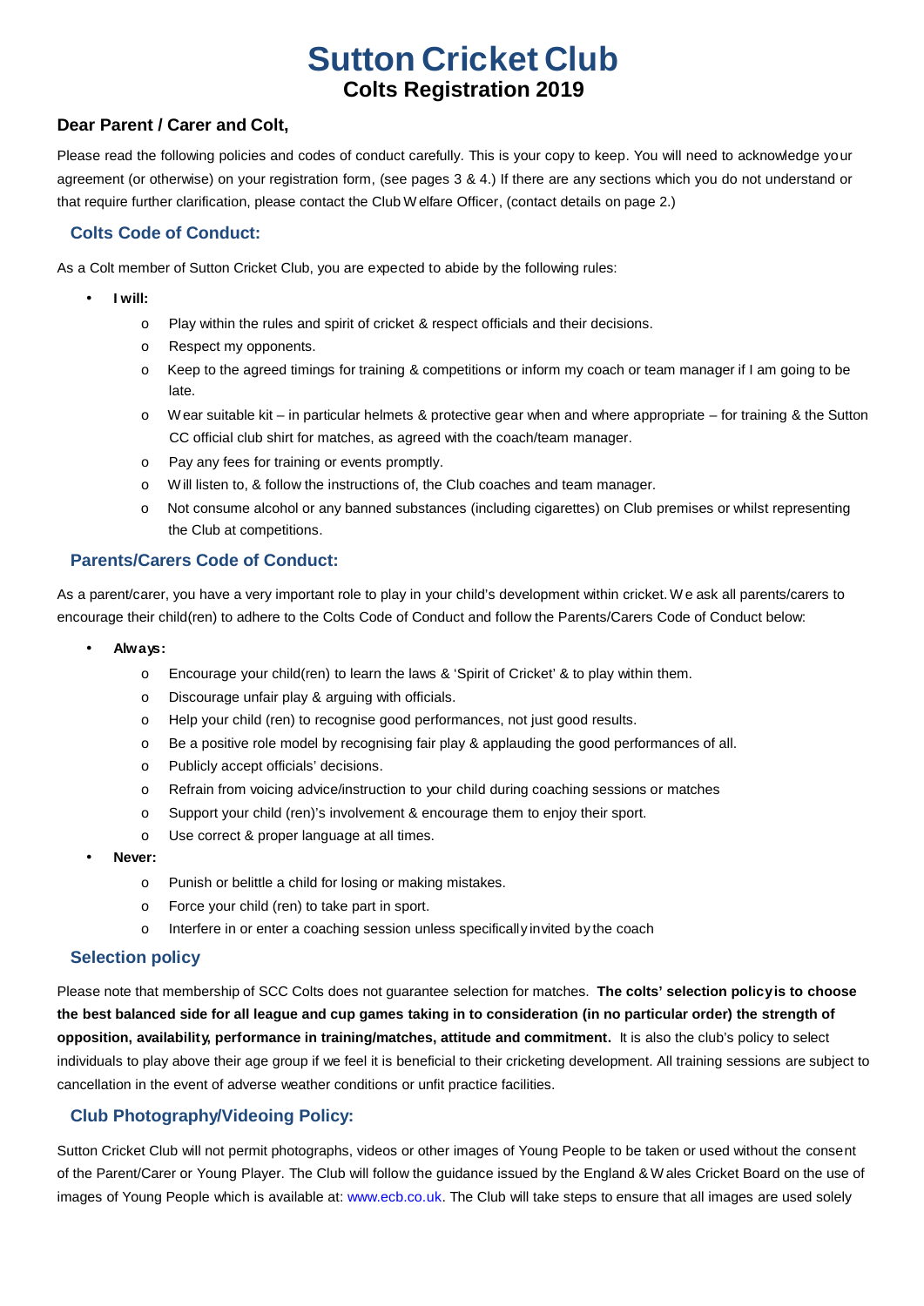# Sutton Cricket Club

## Colts Registration 2019

### Dear Parent / Carer and Colt,

Please read the following policies and codes of conduct carefully. This is your copy to keep. You will need to acknowledge your agreement (or otherwise) on your registration form, (see pages 3 & 4.) If there are any sections which you do not understand or that require further clarification, please contact the Club Welfare Officer, (contact details on page 2.)

### Colts Code of Conduct:

As a Colt member of Sutton Cricket Club, you are expected to abide by the following rules:

- **I will:**
  - Play within the rules and spirit of cricket & respect officials and their decisions.
  - Respect my opponents.
  - Keep to the agreed timings for training & competitions or inform my coach or team manager if I am going to be late.
  - Wear suitable kit – in particular helmets & protective gear when and where appropriate – for training & the Sutton CC official club shirt for matches, as agreed with the coach/team manager.
  - Pay any fees for training or events promptly.
  - Will listen to, & follow the instructions of, the Club coaches and team manager.
  - Not consume alcohol or any banned substances (including cigarettes) on Club premises or whilst representing the Club at competitions.

### Parents/Carers Code of Conduct:

As a parent/carer, you have a very important role to play in your child's development within cricket. We ask all parents/carers to encourage their child(ren) to adhere to the Colts Code of Conduct and follow the Parents/Carers Code of Conduct below:

- **Always:**
  - Encourage your child(ren) to learn the laws & 'Spirit of Cricket' & to play within them.
  - Discourage unfair play & arguing with officials.
  - Help your child (ren) to recognise good performances, not just good results.
  - Be a positive role model by recognising fair play & applauding the good performances of all.
  - Publicly accept officials' decisions.
  - Refrain from voicing advice/instruction to your child during coaching sessions or matches
  - Support your child (ren)'s involvement & encourage them to enjoy their sport.
  - Use correct & proper language at all times.
- **Never:**
  - Punish or belittle a child for losing or making mistakes.
  - Force your child (ren) to take part in sport.
  - Interfere in or enter a coaching session unless specifically invited by the coach

### Selection policy

Please note that membership of SCC Colts does not guarantee selection for matches. **The colts' selection policy is to choose the best balanced side for all league and cup games taking in to consideration (in no particular order) the strength of opposition, availability, performance in training/matches, attitude and commitment.** It is also the club's policy to select individuals to play above their age group if we feel it is beneficial to their cricketing development. All training sessions are subject to cancellation in the event of adverse weather conditions or unfit practice facilities.

### Club Photography/Videoing Policy:

Sutton Cricket Club will not permit photographs, videos or other images of Young People to be taken or used without the consent of the Parent/Carer or Young Player. The Club will follow the guidance issued by the England & Wales Cricket Board on the use of images of Young People which is available at: www.ecb.co.uk. The Club will take steps to ensure that all images are used solely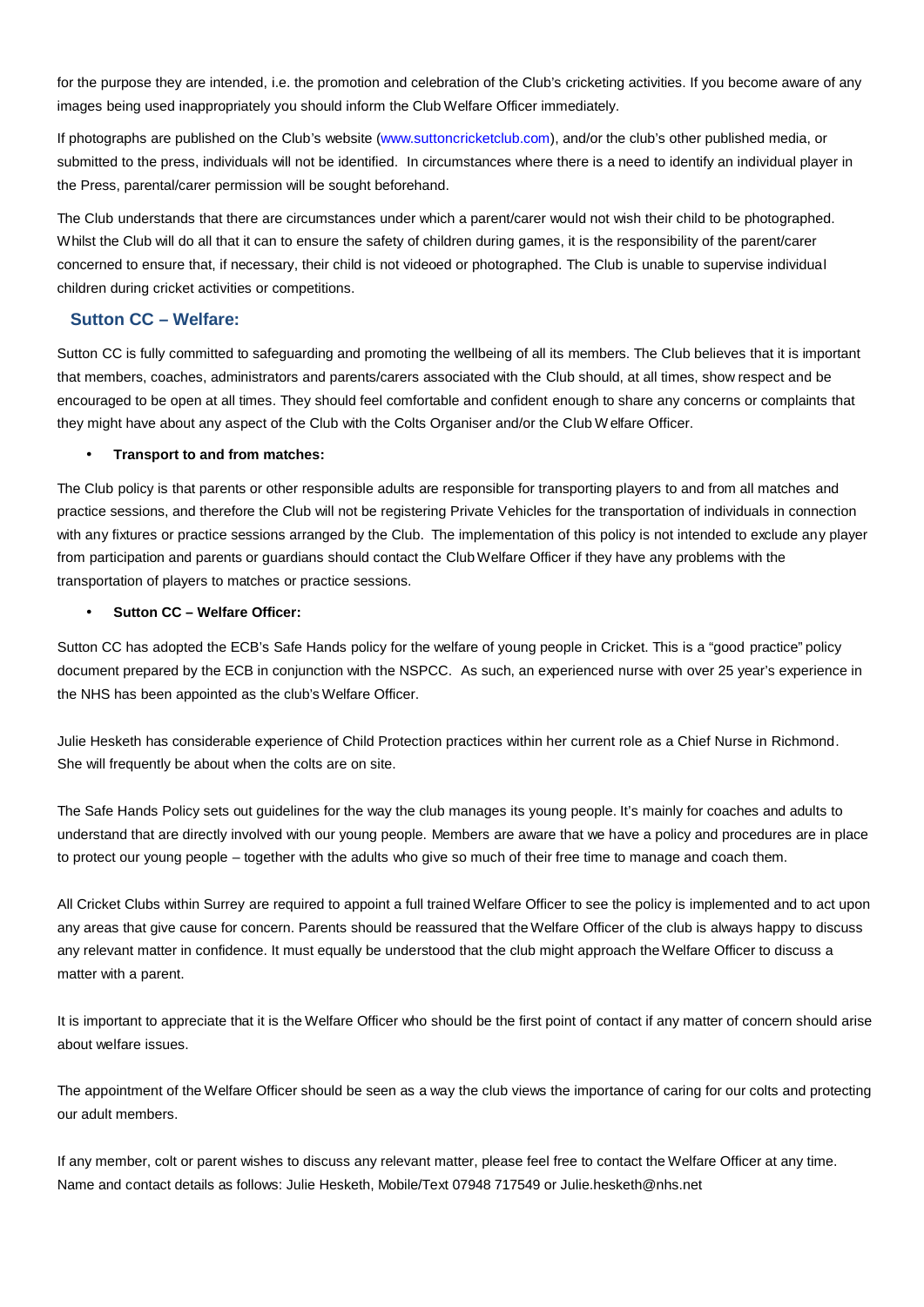for the purpose they are intended, i.e. the promotion and celebration of the Club's cricketing activities. If you become aware of any images being used inappropriately you should inform the Club Welfare Officer immediately.

If photographs are published on the Club's website (www.suttoncricketclub.com), and/or the club's other published media, or submitted to the press, individuals will not be identified. In circumstances where there is a need to identify an individual player in the Press, parental/carer permission will be sought beforehand.

The Club understands that there are circumstances under which a parent/carer would not wish their child to be photographed. Whilst the Club will do all that it can to ensure the safety of children during games, it is the responsibility of the parent/carer concerned to ensure that, if necessary, their child is not videoed or photographed. The Club is unable to supervise individual children during cricket activities or competitions.

## Sutton CC – Welfare:

Sutton CC is fully committed to safeguarding and promoting the wellbeing of all its members. The Club believes that it is important that members, coaches, administrators and parents/carers associated with the Club should, at all times, show respect and be encouraged to be open at all times. They should feel comfortable and confident enough to share any concerns or complaints that they might have about any aspect of the Club with the Colts Organiser and/or the Club Welfare Officer.

- **Transport to and from matches:**

The Club policy is that parents or other responsible adults are responsible for transporting players to and from all matches and practice sessions, and therefore the Club will not be registering Private Vehicles for the transportation of individuals in connection with any fixtures or practice sessions arranged by the Club. The implementation of this policy is not intended to exclude any player from participation and parents or guardians should contact the Club Welfare Officer if they have any problems with the transportation of players to matches or practice sessions.

- **Sutton CC – Welfare Officer:**

Sutton CC has adopted the ECB's Safe Hands policy for the welfare of young people in Cricket. This is a "good practice" policy document prepared by the ECB in conjunction with the NSPCC. As such, an experienced nurse with over 25 year's experience in the NHS has been appointed as the club's Welfare Officer.

Julie Hesketh has considerable experience of Child Protection practices within her current role as a Chief Nurse in Richmond. She will frequently be about when the colts are on site.

The Safe Hands Policy sets out guidelines for the way the club manages its young people. It's mainly for coaches and adults to understand that are directly involved with our young people. Members are aware that we have a policy and procedures are in place to protect our young people – together with the adults who give so much of their free time to manage and coach them.

All Cricket Clubs within Surrey are required to appoint a full trained Welfare Officer to see the policy is implemented and to act upon any areas that give cause for concern. Parents should be reassured that the Welfare Officer of the club is always happy to discuss any relevant matter in confidence. It must equally be understood that the club might approach the Welfare Officer to discuss a matter with a parent.

It is important to appreciate that it is the Welfare Officer who should be the first point of contact if any matter of concern should arise about welfare issues.

The appointment of the Welfare Officer should be seen as a way the club views the importance of caring for our colts and protecting our adult members.

If any member, colt or parent wishes to discuss any relevant matter, please feel free to contact the Welfare Officer at any time. Name and contact details as follows: Julie Hesketh, Mobile/Text 07948 717549 or Julie.hesketh@nhs.net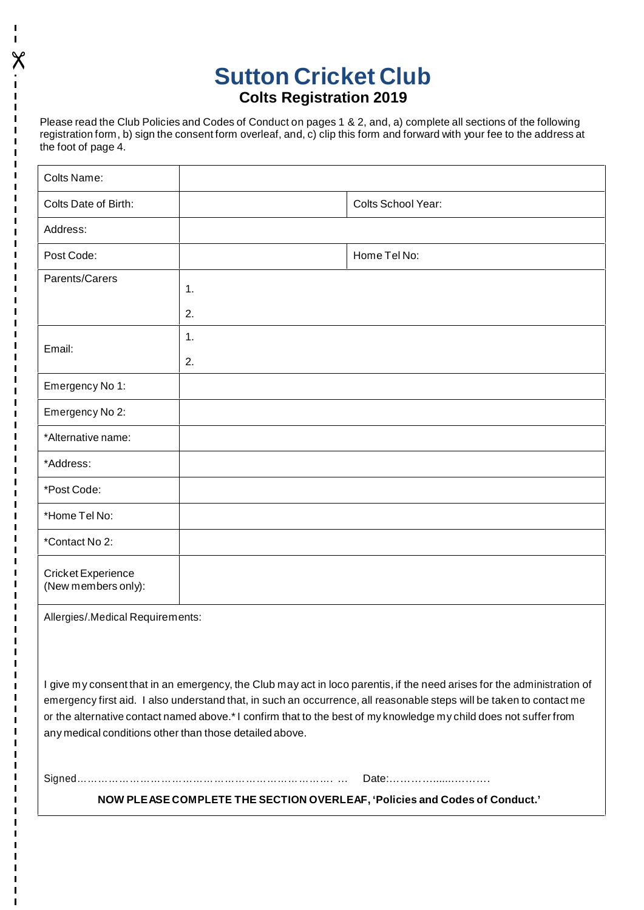# Sutton Cricket Club

## Colts Registration 2019

Please read the Club Policies and Codes of Conduct on pages 1 & 2, and, a) complete all sections of the following registration form, b) sign the consent form overleaf, and, c) clip this form and forward with your fee to the address at the foot of page 4.

| Colts Name: | | |
|---|---|---|
| Colts Date of Birth: | | Colts School Year: |
| Address: | | |
| Post Code: | | Home Tel No: |
| Parents/Carers | 1.<br>2. | |
| Email: | 1.<br>2. | |
| Emergency No 1: | | |
| Emergency No 2: | | |
| *Alternative name: | | |
| *Address: | | |
| *Post Code: | | |
| *Home Tel No: | | |
| *Contact No 2: | | |
| Cricket Experience (New members only): | | |

Allergies/.Medical Requirements:

I give my consent that in an emergency, the Club may act in loco parentis, if the need arises for the administration of emergency first aid. I also understand that, in such an occurrence, all reasonable steps will be taken to contact me or the alternative contact named above.* I confirm that to the best of my knowledge my child does not suffer from any medical conditions other than those detailed above.

Signed………………………………………………………………. … Date:……………......……….

**NOW PLEASE COMPLETE THE SECTION OVERLEAF, 'Policies and Codes of Conduct.'**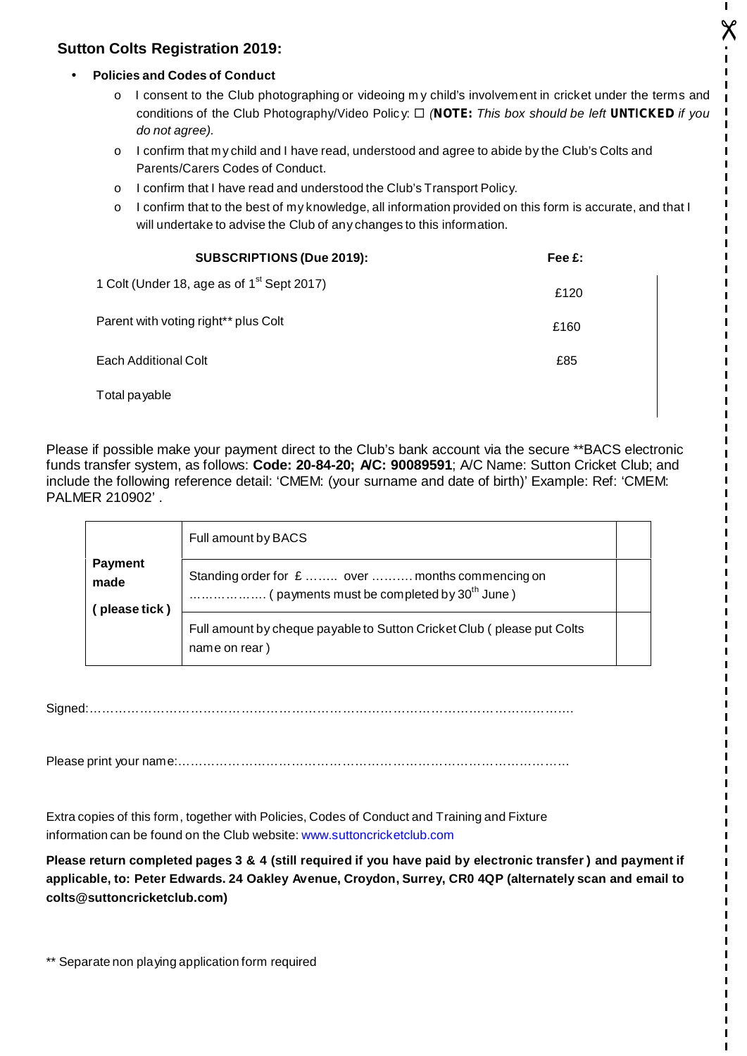## Sutton Colts Registration 2019:

- **Policies and Codes of Conduct**
  - I consent to the Club photographing or videoing my child's involvement in cricket under the terms and conditions of the Club Photography/Video Policy: ☐ (**NOTE:** *This box should be left* **UNTICKED** *if you do not agree).*
  - I confirm that my child and I have read, understood and agree to abide by the Club's Colts and Parents/Carers Codes of Conduct.
  - I confirm that I have read and understood the Club's Transport Policy.
  - I confirm that to the best of my knowledge, all information provided on this form is accurate, and that I will undertake to advise the Club of any changes to this information.

| **SUBSCRIPTIONS (Due 2019):** | **Fee £:** | |
|---|---|---|
| 1 Colt (Under 18, age as of 1st Sept 2017) | £120 | |
| Parent with voting right** plus Colt | £160 | |
| Each Additional Colt | £85 | |
| Total payable | | |

Please if possible make your payment direct to the Club's bank account via the secure **BACS electronic funds transfer system, as follows: **Code: 20-84-20; A/C: 90089591**; A/C Name: Sutton Cricket Club; and include the following reference detail: 'CMEM: (your surname and date of birth)' Example: Ref: 'CMEM: PALMER 210902' .

| | | |
|---|---|---|
| **Payment made ( please tick )** | Full amount by BACS | |
| | Standing order for £ …….. over ………. months commencing on ………………. ( payments must be completed by 30th June ) | |
| | Full amount by cheque payable to Sutton Cricket Club ( please put Colts name on rear ) | |

Signed:…………………………………………………………………………………………………….

Please print your name:………………………………………………………………………………….

Extra copies of this form, together with Policies, Codes of Conduct and Training and Fixture information can be found on the Club website: www.suttoncricketclub.com

**Please return completed pages 3 & 4 (still required if you have paid by electronic transfer ) and payment if applicable, to: Peter Edwards. 24 Oakley Avenue, Croydon, Surrey, CR0 4QP (alternately scan and email to colts@suttoncricketclub.com)**

** Separate non playing application form required